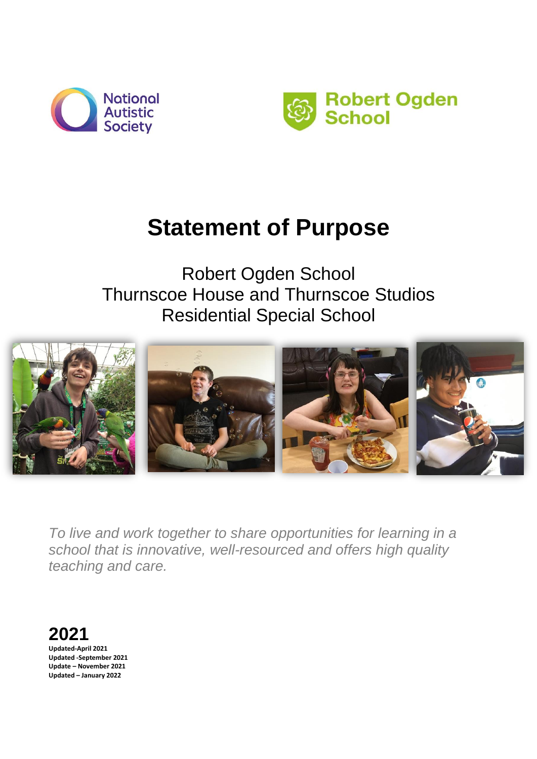National Autistic Society

Robert Ogden School

# Statement of Purpose

Robert Ogden School
Thurnscoe House and Thurnscoe Studios
Residential Special School

*To live and work together to share opportunities for learning in a school that is innovative, well-resourced and offers high quality teaching and care.*

**2021**

**Updated-April 2021**
**Updated -September 2021**
**Update – November 2021**
**Updated – January 2022**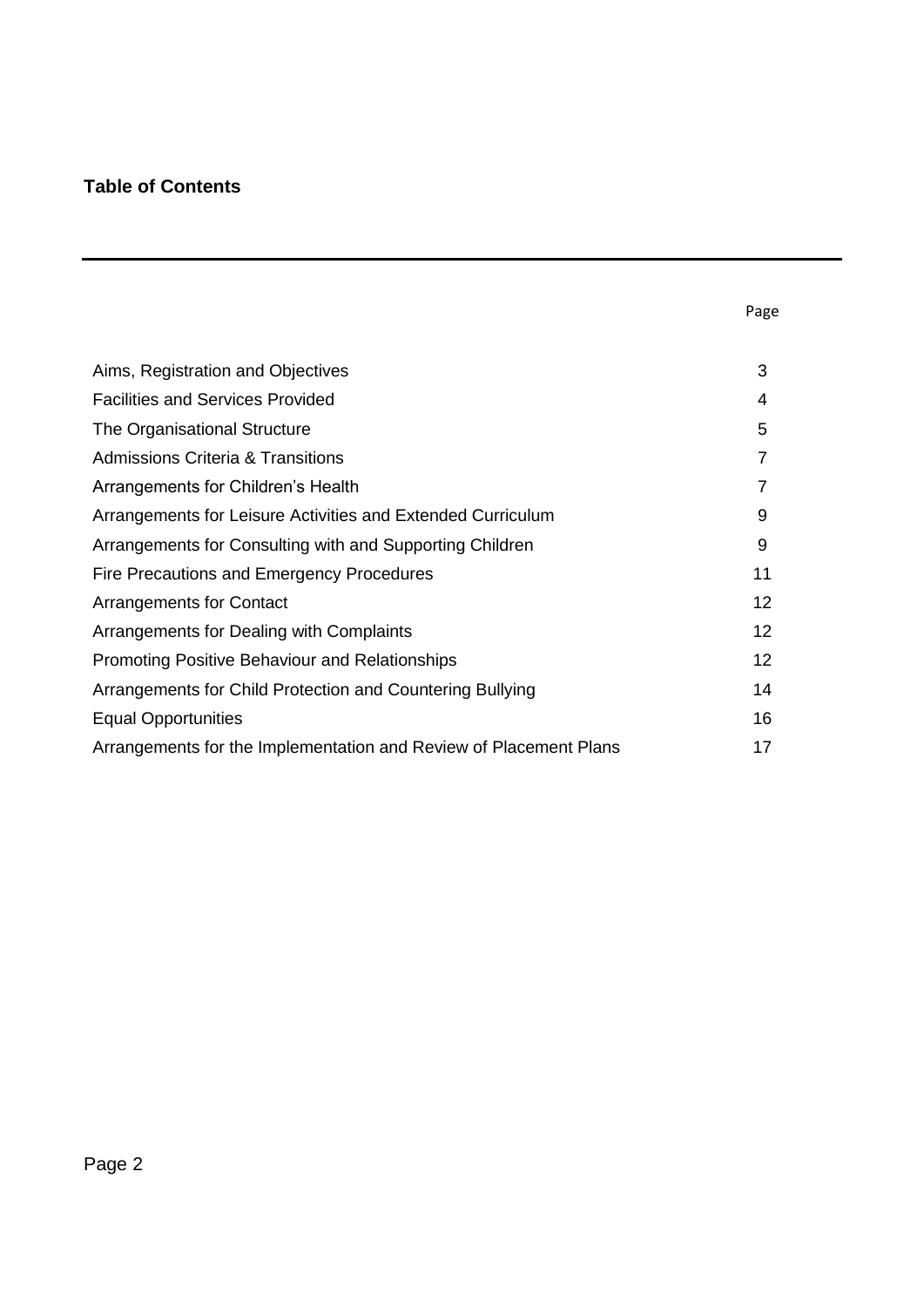## Table of Contents

| | Page |
|---|---|
| Aims, Registration and Objectives | 3 |
| Facilities and Services Provided | 4 |
| The Organisational Structure | 5 |
| Admissions Criteria & Transitions | 7 |
| Arrangements for Children's Health | 7 |
| Arrangements for Leisure Activities and Extended Curriculum | 9 |
| Arrangements for Consulting with and Supporting Children | 9 |
| Fire Precautions and Emergency Procedures | 11 |
| Arrangements for Contact | 12 |
| Arrangements for Dealing with Complaints | 12 |
| Promoting Positive Behaviour and Relationships | 12 |
| Arrangements for Child Protection and Countering Bullying | 14 |
| Equal Opportunities | 16 |
| Arrangements for the Implementation and Review of Placement Plans | 17 |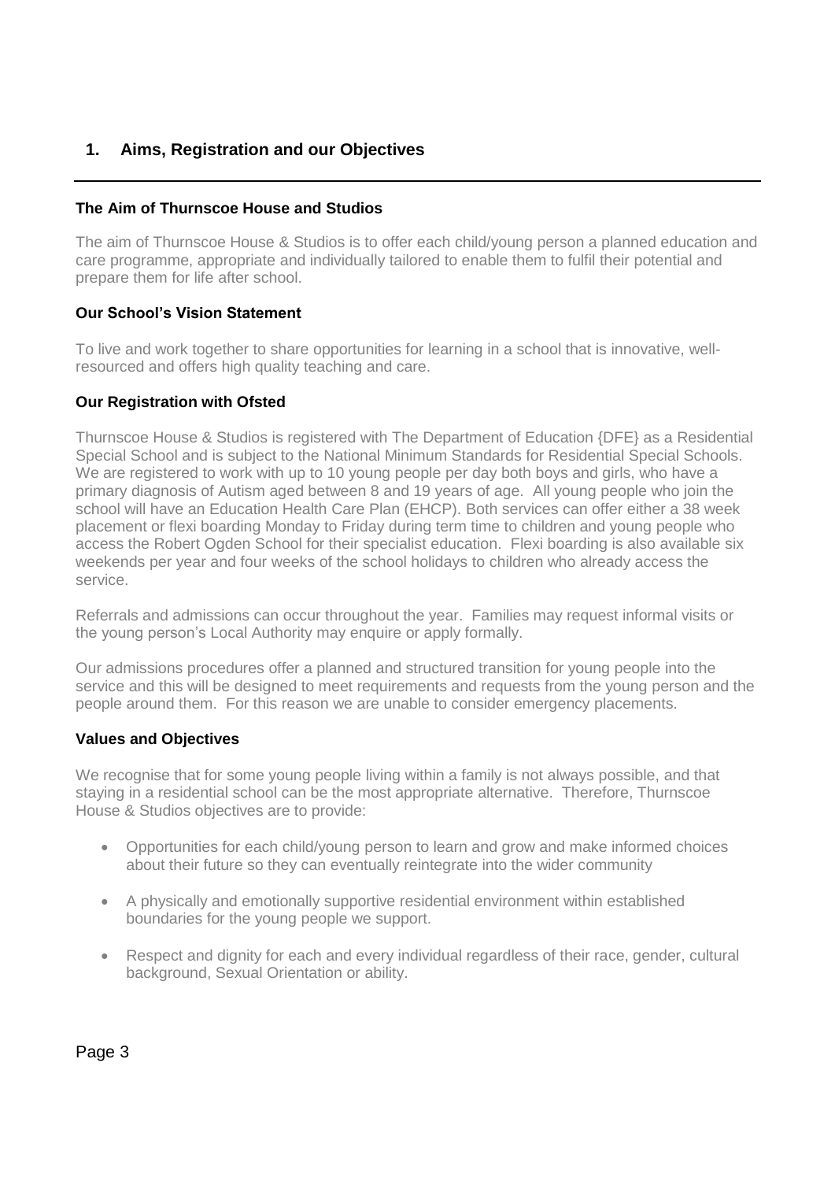## 1. Aims, Registration and our Objectives

### The Aim of Thurnscoe House and Studios

The aim of Thurnscoe House & Studios is to offer each child/young person a planned education and care programme, appropriate and individually tailored to enable them to fulfil their potential and prepare them for life after school.

### Our School's Vision Statement

To live and work together to share opportunities for learning in a school that is innovative, well-resourced and offers high quality teaching and care.

### Our Registration with Ofsted

Thurnscoe House & Studios is registered with The Department of Education {DFE} as a Residential Special School and is subject to the National Minimum Standards for Residential Special Schools. We are registered to work with up to 10 young people per day both boys and girls, who have a primary diagnosis of Autism aged between 8 and 19 years of age. All young people who join the school will have an Education Health Care Plan (EHCP). Both services can offer either a 38 week placement or flexi boarding Monday to Friday during term time to children and young people who access the Robert Ogden School for their specialist education. Flexi boarding is also available six weekends per year and four weeks of the school holidays to children who already access the service.

Referrals and admissions can occur throughout the year. Families may request informal visits or the young person's Local Authority may enquire or apply formally.

Our admissions procedures offer a planned and structured transition for young people into the service and this will be designed to meet requirements and requests from the young person and the people around them. For this reason we are unable to consider emergency placements.

### Values and Objectives

We recognise that for some young people living within a family is not always possible, and that staying in a residential school can be the most appropriate alternative. Therefore, Thurnscoe House & Studios objectives are to provide:

- Opportunities for each child/young person to learn and grow and make informed choices about their future so they can eventually reintegrate into the wider community
- A physically and emotionally supportive residential environment within established boundaries for the young people we support.
- Respect and dignity for each and every individual regardless of their race, gender, cultural background, Sexual Orientation or ability.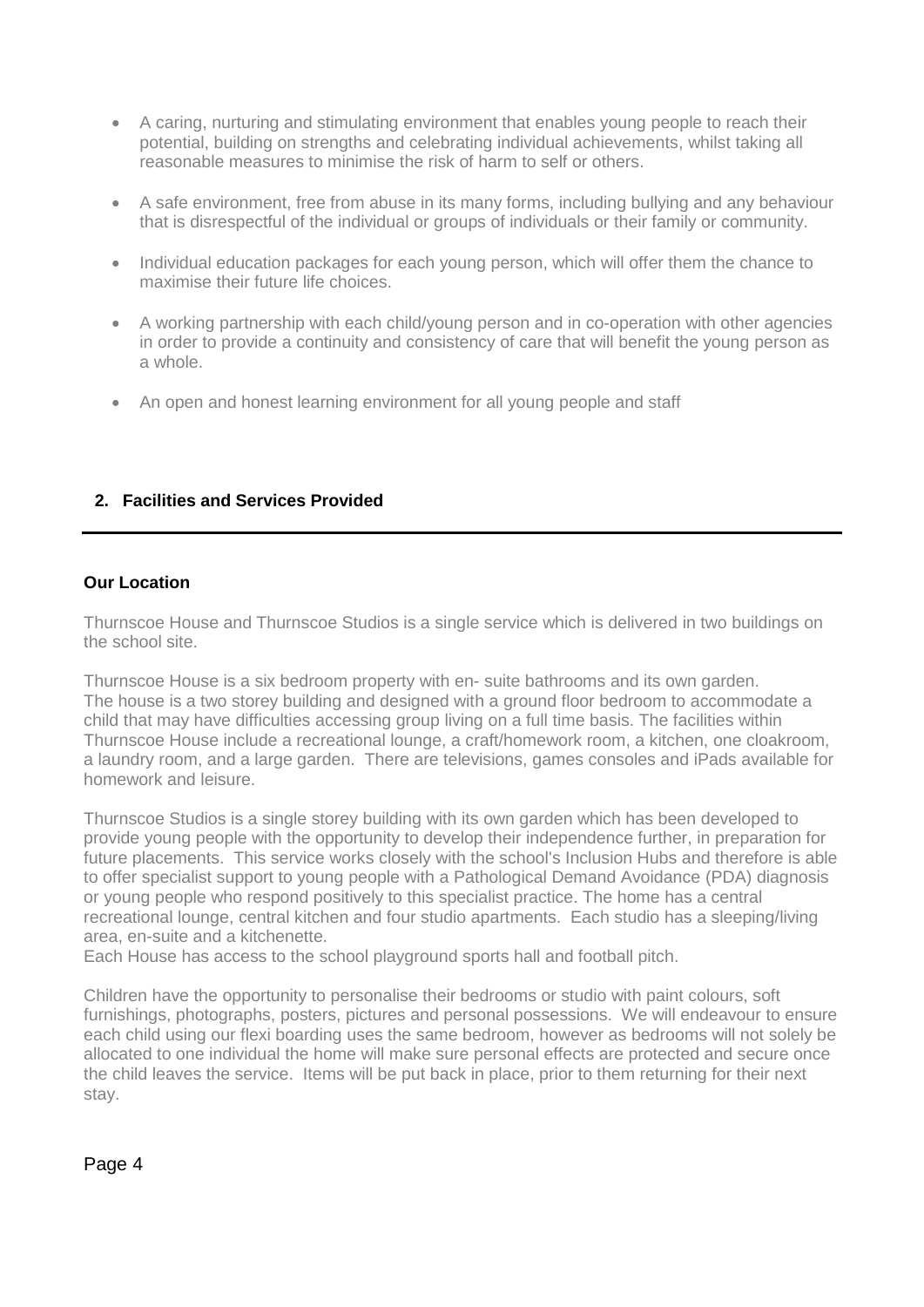- A caring, nurturing and stimulating environment that enables young people to reach their potential, building on strengths and celebrating individual achievements, whilst taking all reasonable measures to minimise the risk of harm to self or others.
- A safe environment, free from abuse in its many forms, including bullying and any behaviour that is disrespectful of the individual or groups of individuals or their family or community.
- Individual education packages for each young person, which will offer them the chance to maximise their future life choices.
- A working partnership with each child/young person and in co-operation with other agencies in order to provide a continuity and consistency of care that will benefit the young person as a whole.
- An open and honest learning environment for all young people and staff

## 2. Facilities and Services Provided

### Our Location

Thurnscoe House and Thurnscoe Studios is a single service which is delivered in two buildings on the school site.

Thurnscoe House is a six bedroom property with en- suite bathrooms and its own garden. The house is a two storey building and designed with a ground floor bedroom to accommodate a child that may have difficulties accessing group living on a full time basis. The facilities within Thurnscoe House include a recreational lounge, a craft/homework room, a kitchen, one cloakroom, a laundry room, and a large garden. There are televisions, games consoles and iPads available for homework and leisure.

Thurnscoe Studios is a single storey building with its own garden which has been developed to provide young people with the opportunity to develop their independence further, in preparation for future placements. This service works closely with the school's Inclusion Hubs and therefore is able to offer specialist support to young people with a Pathological Demand Avoidance (PDA) diagnosis or young people who respond positively to this specialist practice. The home has a central recreational lounge, central kitchen and four studio apartments. Each studio has a sleeping/living area, en-suite and a kitchenette.
Each House has access to the school playground sports hall and football pitch.

Children have the opportunity to personalise their bedrooms or studio with paint colours, soft furnishings, photographs, posters, pictures and personal possessions. We will endeavour to ensure each child using our flexi boarding uses the same bedroom, however as bedrooms will not solely be allocated to one individual the home will make sure personal effects are protected and secure once the child leaves the service. Items will be put back in place, prior to them returning for their next stay.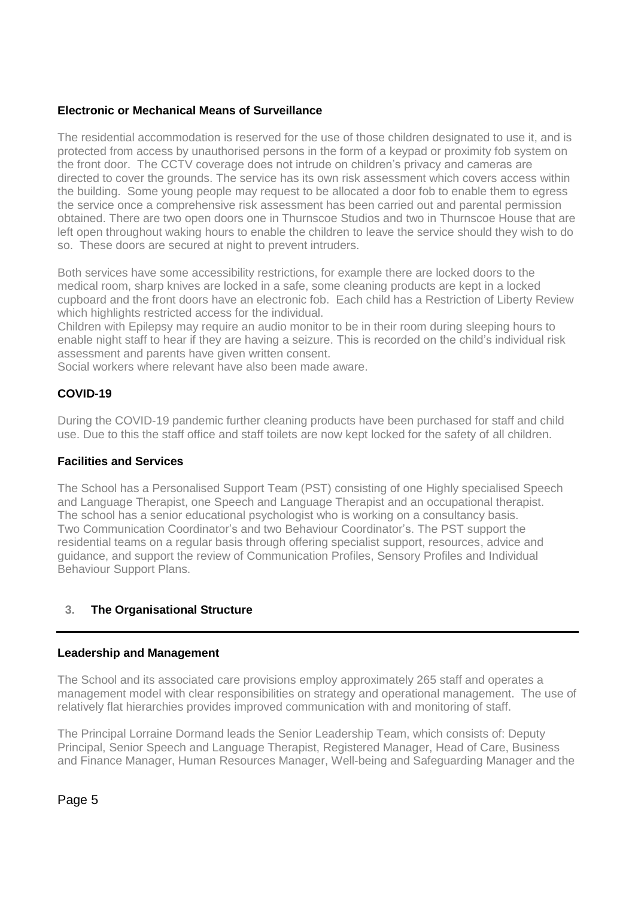**Electronic or Mechanical Means of Surveillance**

The residential accommodation is reserved for the use of those children designated to use it, and is protected from access by unauthorised persons in the form of a keypad or proximity fob system on the front door. The CCTV coverage does not intrude on children's privacy and cameras are directed to cover the grounds. The service has its own risk assessment which covers access within the building. Some young people may request to be allocated a door fob to enable them to egress the service once a comprehensive risk assessment has been carried out and parental permission obtained. There are two open doors one in Thurnscoe Studios and two in Thurnscoe House that are left open throughout waking hours to enable the children to leave the service should they wish to do so. These doors are secured at night to prevent intruders.

Both services have some accessibility restrictions, for example there are locked doors to the medical room, sharp knives are locked in a safe, some cleaning products are kept in a locked cupboard and the front doors have an electronic fob. Each child has a Restriction of Liberty Review which highlights restricted access for the individual.

Children with Epilepsy may require an audio monitor to be in their room during sleeping hours to enable night staff to hear if they are having a seizure. This is recorded on the child's individual risk assessment and parents have given written consent.

Social workers where relevant have also been made aware.

**COVID-19**

During the COVID-19 pandemic further cleaning products have been purchased for staff and child use. Due to this the staff office and staff toilets are now kept locked for the safety of all children.

**Facilities and Services**

The School has a Personalised Support Team (PST) consisting of one Highly specialised Speech and Language Therapist, one Speech and Language Therapist and an occupational therapist. The school has a senior educational psychologist who is working on a consultancy basis. Two Communication Coordinator's and two Behaviour Coordinator's. The PST support the residential teams on a regular basis through offering specialist support, resources, advice and guidance, and support the review of Communication Profiles, Sensory Profiles and Individual Behaviour Support Plans.

## 3. The Organisational Structure

**Leadership and Management**

The School and its associated care provisions employ approximately 265 staff and operates a management model with clear responsibilities on strategy and operational management. The use of relatively flat hierarchies provides improved communication with and monitoring of staff.

The Principal Lorraine Dormand leads the Senior Leadership Team, which consists of: Deputy Principal, Senior Speech and Language Therapist, Registered Manager, Head of Care, Business and Finance Manager, Human Resources Manager, Well-being and Safeguarding Manager and the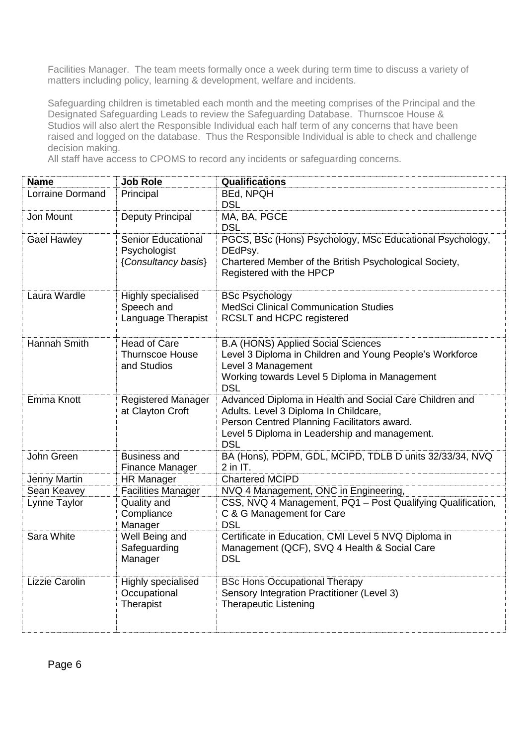Facilities Manager. The team meets formally once a week during term time to discuss a variety of matters including policy, learning & development, welfare and incidents.

Safeguarding children is timetabled each month and the meeting comprises of the Principal and the Designated Safeguarding Leads to review the Safeguarding Database. Thurnscoe House & Studios will also alert the Responsible Individual each half term of any concerns that have been raised and logged on the database. Thus the Responsible Individual is able to check and challenge decision making.
All staff have access to CPOMS to record any incidents or safeguarding concerns.

| Name | Job Role | Qualifications |
|---|---|---|
| Lorraine Dormand | Principal | BEd, NPQH<br>DSL |
| Jon Mount | Deputy Principal | MA, BA, PGCE<br>DSL |
| Gael Hawley | Senior Educational Psychologist {*Consultancy basis*} | PGCS, BSc (Hons) Psychology, MSc Educational Psychology, DEdPsy.<br>Chartered Member of the British Psychological Society, Registered with the HPCP |
| Laura Wardle | Highly specialised Speech and Language Therapist | BSc Psychology<br>MedSci Clinical Communication Studies<br>RCSLT and HCPC registered |
| Hannah Smith | Head of Care Thurnscoe House and Studios | B.A (HONS) Applied Social Sciences<br>Level 3 Diploma in Children and Young People's Workforce<br>Level 3 Management<br>Working towards Level 5 Diploma in Management<br>DSL |
| Emma Knott | Registered Manager at Clayton Croft | Advanced Diploma in Health and Social Care Children and Adults. Level 3 Diploma In Childcare,<br>Person Centred Planning Facilitators award.<br>Level 5 Diploma in Leadership and management.<br>DSL |
| John Green | Business and Finance Manager | BA (Hons), PDPM, GDL, MCIPD, TDLB D units 32/33/34, NVQ 2 in IT. |
| Jenny Martin | HR Manager | Chartered MCIPD |
| Sean Keavey | Facilities Manager | NVQ 4 Management, ONC in Engineering, |
| Lynne Taylor | Quality and Compliance Manager | CSS, NVQ 4 Management, PQ1 – Post Qualifying Qualification, C & G Management for Care<br>DSL |
| Sara White | Well Being and Safeguarding Manager | Certificate in Education, CMI Level 5 NVQ Diploma in Management (QCF), SVQ 4 Health & Social Care<br>DSL |
| Lizzie Carolin | Highly specialised Occupational Therapist | BSc Hons Occupational Therapy<br>Sensory Integration Practitioner (Level 3)<br>Therapeutic Listening |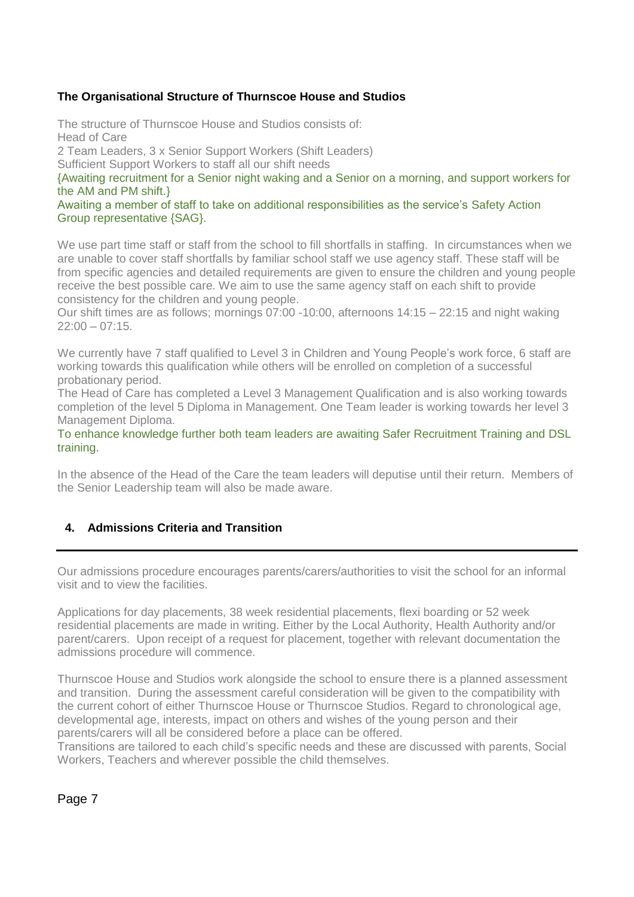**The Organisational Structure of Thurnscoe House and Studios**

The structure of Thurnscoe House and Studios consists of:
Head of Care
2 Team Leaders, 3 x Senior Support Workers (Shift Leaders)
Sufficient Support Workers to staff all our shift needs
{Awaiting recruitment for a Senior night waking and a Senior on a morning, and support workers for the AM and PM shift.}
Awaiting a member of staff to take on additional responsibilities as the service's Safety Action Group representative {SAG}.

We use part time staff or staff from the school to fill shortfalls in staffing. In circumstances when we are unable to cover staff shortfalls by familiar school staff we use agency staff. These staff will be from specific agencies and detailed requirements are given to ensure the children and young people receive the best possible care. We aim to use the same agency staff on each shift to provide consistency for the children and young people.
Our shift times are as follows; mornings 07:00 -10:00, afternoons 14:15 – 22:15 and night waking 22:00 – 07:15.

We currently have 7 staff qualified to Level 3 in Children and Young People's work force, 6 staff are working towards this qualification while others will be enrolled on completion of a successful probationary period.
The Head of Care has completed a Level 3 Management Qualification and is also working towards completion of the level 5 Diploma in Management. One Team leader is working towards her level 3 Management Diploma.
To enhance knowledge further both team leaders are awaiting Safer Recruitment Training and DSL training.

In the absence of the Head of the Care the team leaders will deputise until their return. Members of the Senior Leadership team will also be made aware.

## 4. Admissions Criteria and Transition

Our admissions procedure encourages parents/carers/authorities to visit the school for an informal visit and to view the facilities.

Applications for day placements, 38 week residential placements, flexi boarding or 52 week residential placements are made in writing. Either by the Local Authority, Health Authority and/or parent/carers. Upon receipt of a request for placement, together with relevant documentation the admissions procedure will commence.

Thurnscoe House and Studios work alongside the school to ensure there is a planned assessment and transition. During the assessment careful consideration will be given to the compatibility with the current cohort of either Thurnscoe House or Thurnscoe Studios. Regard to chronological age, developmental age, interests, impact on others and wishes of the young person and their parents/carers will all be considered before a place can be offered.
Transitions are tailored to each child's specific needs and these are discussed with parents, Social Workers, Teachers and wherever possible the child themselves.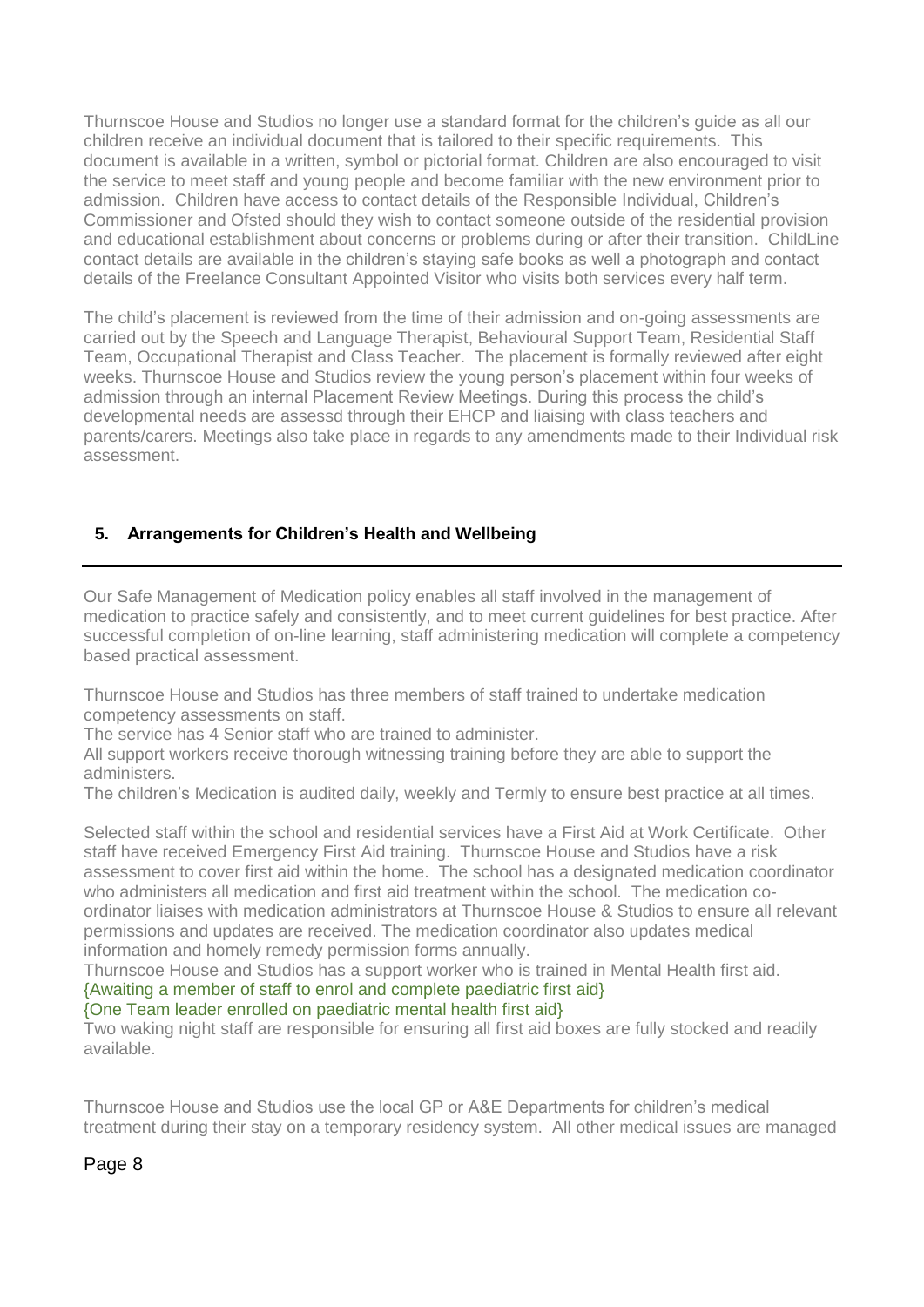Thurnscoe House and Studios no longer use a standard format for the children's guide as all our children receive an individual document that is tailored to their specific requirements. This document is available in a written, symbol or pictorial format. Children are also encouraged to visit the service to meet staff and young people and become familiar with the new environment prior to admission. Children have access to contact details of the Responsible Individual, Children's Commissioner and Ofsted should they wish to contact someone outside of the residential provision and educational establishment about concerns or problems during or after their transition. ChildLine contact details are available in the children's staying safe books as well a photograph and contact details of the Freelance Consultant Appointed Visitor who visits both services every half term.

The child's placement is reviewed from the time of their admission and on-going assessments are carried out by the Speech and Language Therapist, Behavioural Support Team, Residential Staff Team, Occupational Therapist and Class Teacher. The placement is formally reviewed after eight weeks. Thurnscoe House and Studios review the young person's placement within four weeks of admission through an internal Placement Review Meetings. During this process the child's developmental needs are assessd through their EHCP and liaising with class teachers and parents/carers. Meetings also take place in regards to any amendments made to their Individual risk assessment.

## 5. Arrangements for Children's Health and Wellbeing

Our Safe Management of Medication policy enables all staff involved in the management of medication to practice safely and consistently, and to meet current guidelines for best practice. After successful completion of on-line learning, staff administering medication will complete a competency based practical assessment.

Thurnscoe House and Studios has three members of staff trained to undertake medication competency assessments on staff.
The service has 4 Senior staff who are trained to administer.
All support workers receive thorough witnessing training before they are able to support the administers.
The children's Medication is audited daily, weekly and Termly to ensure best practice at all times.

Selected staff within the school and residential services have a First Aid at Work Certificate. Other staff have received Emergency First Aid training. Thurnscoe House and Studios have a risk assessment to cover first aid within the home. The school has a designated medication coordinator who administers all medication and first aid treatment within the school. The medication co-ordinator liaises with medication administrators at Thurnscoe House & Studios to ensure all relevant permissions and updates are received. The medication coordinator also updates medical information and homely remedy permission forms annually.
Thurnscoe House and Studios has a support worker who is trained in Mental Health first aid.
{Awaiting a member of staff to enrol and complete paediatric first aid}
{One Team leader enrolled on paediatric mental health first aid}
Two waking night staff are responsible for ensuring all first aid boxes are fully stocked and readily available.

Thurnscoe House and Studios use the local GP or A&E Departments for children's medical treatment during their stay on a temporary residency system. All other medical issues are managed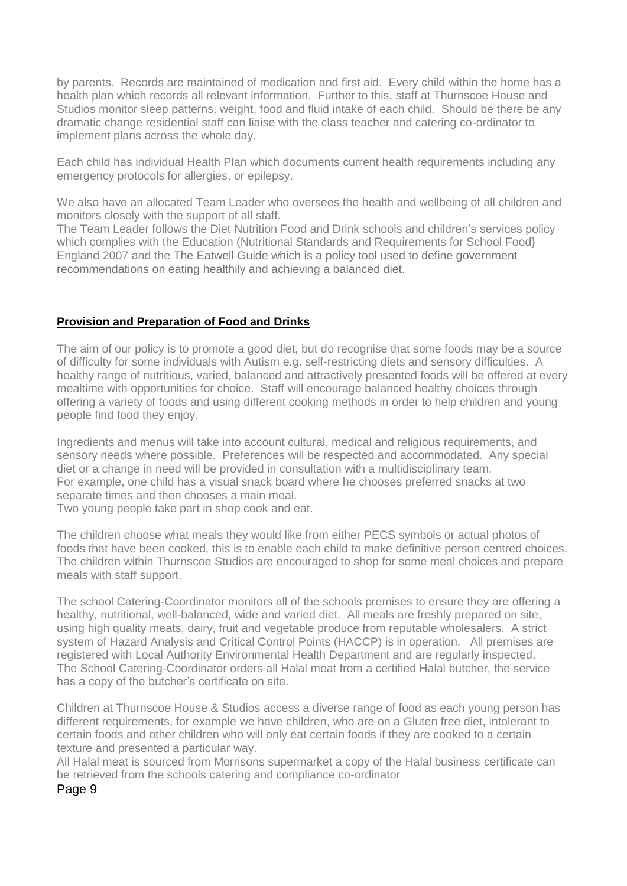by parents. Records are maintained of medication and first aid. Every child within the home has a health plan which records all relevant information. Further to this, staff at Thurnscoe House and Studios monitor sleep patterns, weight, food and fluid intake of each child. Should be there be any dramatic change residential staff can liaise with the class teacher and catering co-ordinator to implement plans across the whole day.

Each child has individual Health Plan which documents current health requirements including any emergency protocols for allergies, or epilepsy.

We also have an allocated Team Leader who oversees the health and wellbeing of all children and monitors closely with the support of all staff.
The Team Leader follows the Diet Nutrition Food and Drink schools and children's services policy which complies with the Education (Nutritional Standards and Requirements for School Food} England 2007 and the The Eatwell Guide which is a policy tool used to define government recommendations on eating healthily and achieving a balanced diet.

## **Provision and Preparation of Food and Drinks**

The aim of our policy is to promote a good diet, but do recognise that some foods may be a source of difficulty for some individuals with Autism e.g. self-restricting diets and sensory difficulties. A healthy range of nutritious, varied, balanced and attractively presented foods will be offered at every mealtime with opportunities for choice. Staff will encourage balanced healthy choices through offering a variety of foods and using different cooking methods in order to help children and young people find food they enjoy.

Ingredients and menus will take into account cultural, medical and religious requirements, and sensory needs where possible. Preferences will be respected and accommodated. Any special diet or a change in need will be provided in consultation with a multidisciplinary team.
For example, one child has a visual snack board where he chooses preferred snacks at two separate times and then chooses a main meal.
Two young people take part in shop cook and eat.

The children choose what meals they would like from either PECS symbols or actual photos of foods that have been cooked, this is to enable each child to make definitive person centred choices. The children within Thurnscoe Studios are encouraged to shop for some meal choices and prepare meals with staff support.

The school Catering-Coordinator monitors all of the schools premises to ensure they are offering a healthy, nutritional, well-balanced, wide and varied diet. All meals are freshly prepared on site, using high quality meats, dairy, fruit and vegetable produce from reputable wholesalers. A strict system of Hazard Analysis and Critical Control Points (HACCP) is in operation. All premises are registered with Local Authority Environmental Health Department and are regularly inspected. The School Catering-Coordinator orders all Halal meat from a certified Halal butcher, the service has a copy of the butcher's certificate on site.

Children at Thurnscoe House & Studios access a diverse range of food as each young person has different requirements, for example we have children, who are on a Gluten free diet, intolerant to certain foods and other children who will only eat certain foods if they are cooked to a certain texture and presented a particular way.
All Halal meat is sourced from Morrisons supermarket a copy of the Halal business certificate can be retrieved from the schools catering and compliance co-ordinator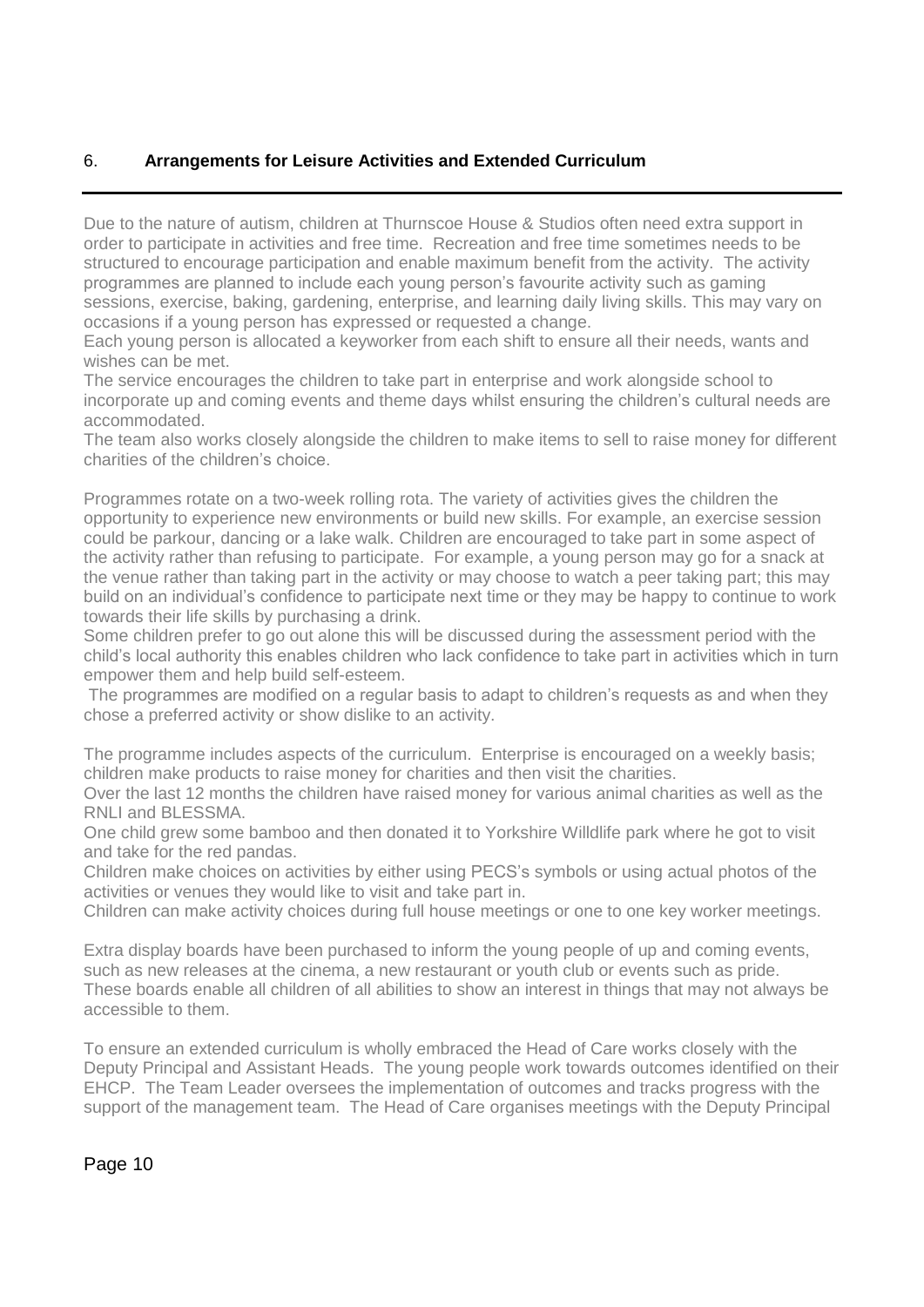## 6. **Arrangements for Leisure Activities and Extended Curriculum**

Due to the nature of autism, children at Thurnscoe House & Studios often need extra support in order to participate in activities and free time. Recreation and free time sometimes needs to be structured to encourage participation and enable maximum benefit from the activity. The activity programmes are planned to include each young person's favourite activity such as gaming sessions, exercise, baking, gardening, enterprise, and learning daily living skills. This may vary on occasions if a young person has expressed or requested a change.

Each young person is allocated a keyworker from each shift to ensure all their needs, wants and wishes can be met.

The service encourages the children to take part in enterprise and work alongside school to incorporate up and coming events and theme days whilst ensuring the children's cultural needs are accommodated.

The team also works closely alongside the children to make items to sell to raise money for different charities of the children's choice.

Programmes rotate on a two-week rolling rota. The variety of activities gives the children the opportunity to experience new environments or build new skills. For example, an exercise session could be parkour, dancing or a lake walk. Children are encouraged to take part in some aspect of the activity rather than refusing to participate. For example, a young person may go for a snack at the venue rather than taking part in the activity or may choose to watch a peer taking part; this may build on an individual's confidence to participate next time or they may be happy to continue to work towards their life skills by purchasing a drink.

Some children prefer to go out alone this will be discussed during the assessment period with the child's local authority this enables children who lack confidence to take part in activities which in turn empower them and help build self-esteem.

The programmes are modified on a regular basis to adapt to children's requests as and when they chose a preferred activity or show dislike to an activity.

The programme includes aspects of the curriculum. Enterprise is encouraged on a weekly basis; children make products to raise money for charities and then visit the charities.

Over the last 12 months the children have raised money for various animal charities as well as the RNLI and BLESSMA.

One child grew some bamboo and then donated it to Yorkshire Willdlife park where he got to visit and take for the red pandas.

Children make choices on activities by either using PECS's symbols or using actual photos of the activities or venues they would like to visit and take part in.

Children can make activity choices during full house meetings or one to one key worker meetings.

Extra display boards have been purchased to inform the young people of up and coming events, such as new releases at the cinema, a new restaurant or youth club or events such as pride. These boards enable all children of all abilities to show an interest in things that may not always be accessible to them.

To ensure an extended curriculum is wholly embraced the Head of Care works closely with the Deputy Principal and Assistant Heads. The young people work towards outcomes identified on their EHCP. The Team Leader oversees the implementation of outcomes and tracks progress with the support of the management team. The Head of Care organises meetings with the Deputy Principal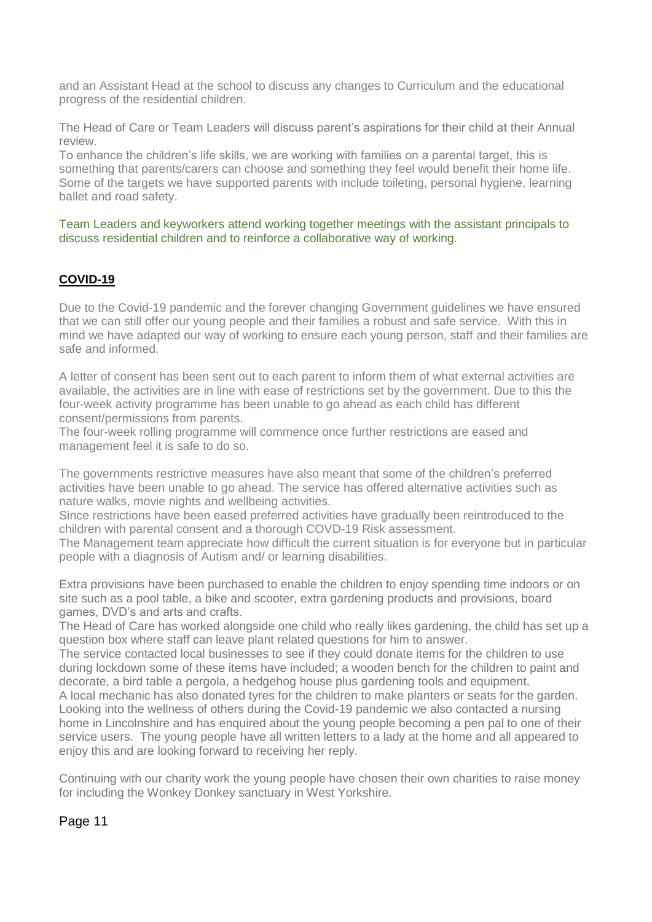and an Assistant Head at the school to discuss any changes to Curriculum and the educational progress of the residential children.

The Head of Care or Team Leaders will discuss parent's aspirations for their child at their Annual review.
To enhance the children's life skills, we are working with families on a parental target, this is something that parents/carers can choose and something they feel would benefit their home life. Some of the targets we have supported parents with include toileting, personal hygiene, learning ballet and road safety.

Team Leaders and keyworkers attend working together meetings with the assistant principals to discuss residential children and to reinforce a collaborative way of working.

## COVID-19

Due to the Covid-19 pandemic and the forever changing Government guidelines we have ensured that we can still offer our young people and their families a robust and safe service. With this in mind we have adapted our way of working to ensure each young person, staff and their families are safe and informed.

A letter of consent has been sent out to each parent to inform them of what external activities are available, the activities are in line with ease of restrictions set by the government. Due to this the four-week activity programme has been unable to go ahead as each child has different consent/permissions from parents.
The four-week rolling programme will commence once further restrictions are eased and management feel it is safe to do so.

The governments restrictive measures have also meant that some of the children's preferred activities have been unable to go ahead. The service has offered alternative activities such as nature walks, movie nights and wellbeing activities.
Since restrictions have been eased preferred activities have gradually been reintroduced to the children with parental consent and a thorough COVD-19 Risk assessment.
The Management team appreciate how difficult the current situation is for everyone but in particular people with a diagnosis of Autism and/ or learning disabilities.

Extra provisions have been purchased to enable the children to enjoy spending time indoors or on site such as a pool table, a bike and scooter, extra gardening products and provisions, board games, DVD's and arts and crafts.
The Head of Care has worked alongside one child who really likes gardening, the child has set up a question box where staff can leave plant related questions for him to answer.
The service contacted local businesses to see if they could donate items for the children to use during lockdown some of these items have included; a wooden bench for the children to paint and decorate, a bird table a pergola, a hedgehog house plus gardening tools and equipment.
A local mechanic has also donated tyres for the children to make planters or seats for the garden.
Looking into the wellness of others during the Covid-19 pandemic we also contacted a nursing home in Lincolnshire and has enquired about the young people becoming a pen pal to one of their service users. The young people have all written letters to a lady at the home and all appeared to enjoy this and are looking forward to receiving her reply.

Continuing with our charity work the young people have chosen their own charities to raise money for including the Wonkey Donkey sanctuary in West Yorkshire.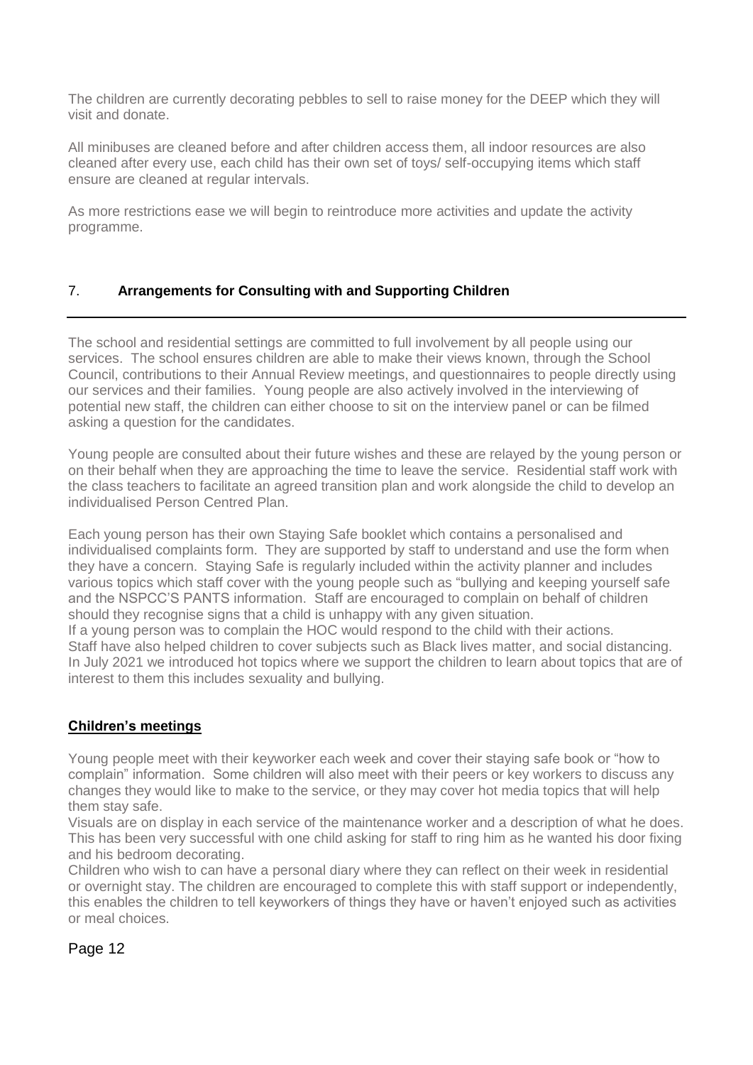The children are currently decorating pebbles to sell to raise money for the DEEP which they will visit and donate.

All minibuses are cleaned before and after children access them, all indoor resources are also cleaned after every use, each child has their own set of toys/ self-occupying items which staff ensure are cleaned at regular intervals.

As more restrictions ease we will begin to reintroduce more activities and update the activity programme.

## 7. **Arrangements for Consulting with and Supporting Children**

The school and residential settings are committed to full involvement by all people using our services. The school ensures children are able to make their views known, through the School Council, contributions to their Annual Review meetings, and questionnaires to people directly using our services and their families. Young people are also actively involved in the interviewing of potential new staff, the children can either choose to sit on the interview panel or can be filmed asking a question for the candidates.

Young people are consulted about their future wishes and these are relayed by the young person or on their behalf when they are approaching the time to leave the service. Residential staff work with the class teachers to facilitate an agreed transition plan and work alongside the child to develop an individualised Person Centred Plan.

Each young person has their own Staying Safe booklet which contains a personalised and individualised complaints form. They are supported by staff to understand and use the form when they have a concern. Staying Safe is regularly included within the activity planner and includes various topics which staff cover with the young people such as "bullying and keeping yourself safe and the NSPCC'S PANTS information. Staff are encouraged to complain on behalf of children should they recognise signs that a child is unhappy with any given situation.
If a young person was to complain the HOC would respond to the child with their actions.
Staff have also helped children to cover subjects such as Black lives matter, and social distancing.
In July 2021 we introduced hot topics where we support the children to learn about topics that are of interest to them this includes sexuality and bullying.

### **Children's meetings**

Young people meet with their keyworker each week and cover their staying safe book or "how to complain" information. Some children will also meet with their peers or key workers to discuss any changes they would like to make to the service, or they may cover hot media topics that will help them stay safe.
Visuals are on display in each service of the maintenance worker and a description of what he does. This has been very successful with one child asking for staff to ring him as he wanted his door fixing and his bedroom decorating.
Children who wish to can have a personal diary where they can reflect on their week in residential or overnight stay. The children are encouraged to complete this with staff support or independently, this enables the children to tell keyworkers of things they have or haven't enjoyed such as activities or meal choices.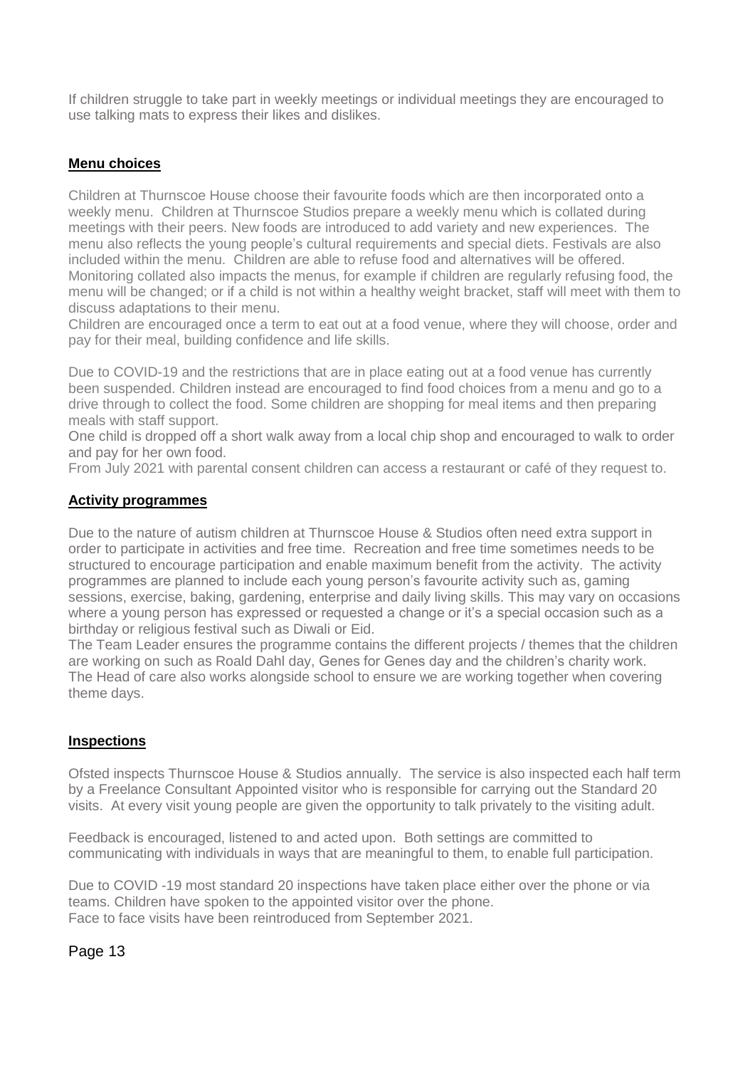If children struggle to take part in weekly meetings or individual meetings they are encouraged to use talking mats to express their likes and dislikes.

**Menu choices**

Children at Thurnscoe House choose their favourite foods which are then incorporated onto a weekly menu. Children at Thurnscoe Studios prepare a weekly menu which is collated during meetings with their peers. New foods are introduced to add variety and new experiences. The menu also reflects the young people's cultural requirements and special diets. Festivals are also included within the menu. Children are able to refuse food and alternatives will be offered. Monitoring collated also impacts the menus, for example if children are regularly refusing food, the menu will be changed; or if a child is not within a healthy weight bracket, staff will meet with them to discuss adaptations to their menu.
Children are encouraged once a term to eat out at a food venue, where they will choose, order and pay for their meal, building confidence and life skills.

Due to COVID-19 and the restrictions that are in place eating out at a food venue has currently been suspended. Children instead are encouraged to find food choices from a menu and go to a drive through to collect the food. Some children are shopping for meal items and then preparing meals with staff support.
One child is dropped off a short walk away from a local chip shop and encouraged to walk to order and pay for her own food.
From July 2021 with parental consent children can access a restaurant or café of they request to.

**Activity programmes**

Due to the nature of autism children at Thurnscoe House & Studios often need extra support in order to participate in activities and free time. Recreation and free time sometimes needs to be structured to encourage participation and enable maximum benefit from the activity. The activity programmes are planned to include each young person's favourite activity such as, gaming sessions, exercise, baking, gardening, enterprise and daily living skills. This may vary on occasions where a young person has expressed or requested a change or it's a special occasion such as a birthday or religious festival such as Diwali or Eid.
The Team Leader ensures the programme contains the different projects / themes that the children are working on such as Roald Dahl day, Genes for Genes day and the children's charity work. The Head of care also works alongside school to ensure we are working together when covering theme days.

**Inspections**

Ofsted inspects Thurnscoe House & Studios annually. The service is also inspected each half term by a Freelance Consultant Appointed visitor who is responsible for carrying out the Standard 20 visits. At every visit young people are given the opportunity to talk privately to the visiting adult.

Feedback is encouraged, listened to and acted upon. Both settings are committed to communicating with individuals in ways that are meaningful to them, to enable full participation.

Due to COVID -19 most standard 20 inspections have taken place either over the phone or via teams. Children have spoken to the appointed visitor over the phone.
Face to face visits have been reintroduced from September 2021.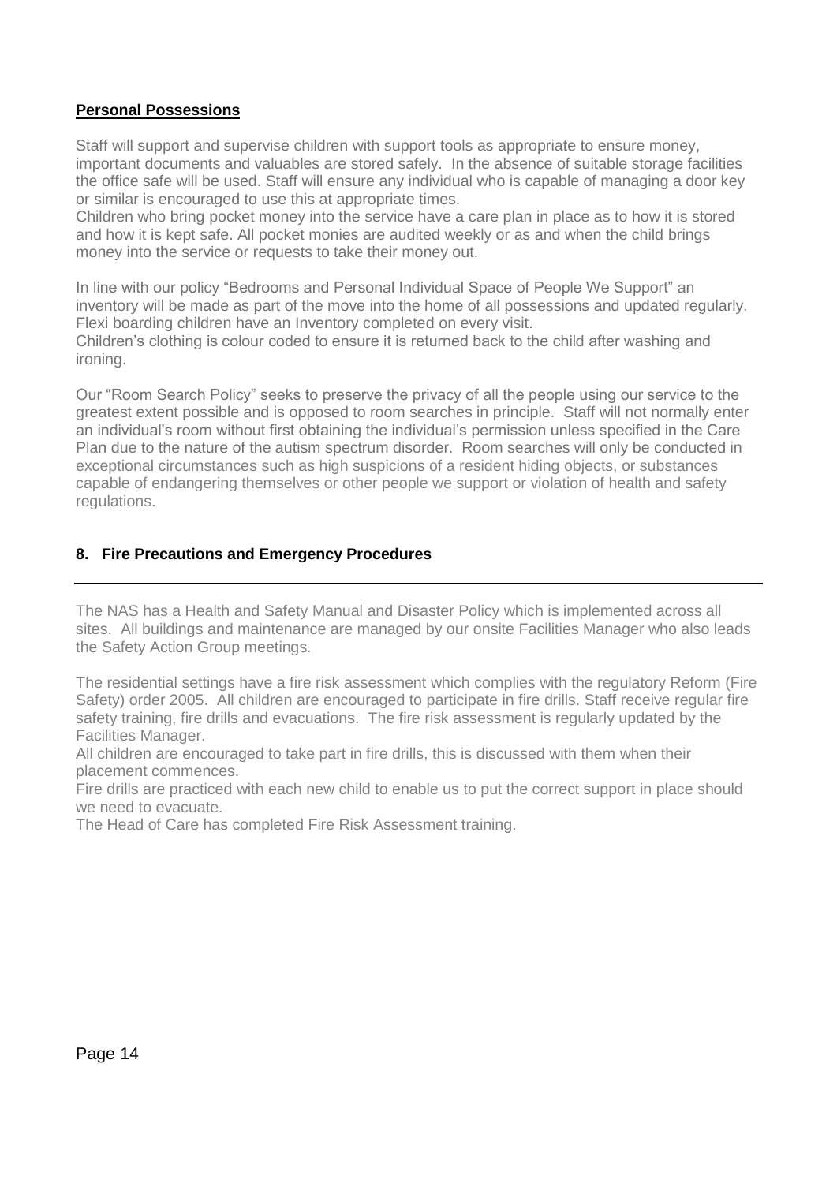**Personal Possessions**

Staff will support and supervise children with support tools as appropriate to ensure money, important documents and valuables are stored safely. In the absence of suitable storage facilities the office safe will be used. Staff will ensure any individual who is capable of managing a door key or similar is encouraged to use this at appropriate times.
Children who bring pocket money into the service have a care plan in place as to how it is stored and how it is kept safe. All pocket monies are audited weekly or as and when the child brings money into the service or requests to take their money out.

In line with our policy "Bedrooms and Personal Individual Space of People We Support" an inventory will be made as part of the move into the home of all possessions and updated regularly. Flexi boarding children have an Inventory completed on every visit.
Children's clothing is colour coded to ensure it is returned back to the child after washing and ironing.

Our "Room Search Policy" seeks to preserve the privacy of all the people using our service to the greatest extent possible and is opposed to room searches in principle. Staff will not normally enter an individual's room without first obtaining the individual's permission unless specified in the Care Plan due to the nature of the autism spectrum disorder. Room searches will only be conducted in exceptional circumstances such as high suspicions of a resident hiding objects, or substances capable of endangering themselves or other people we support or violation of health and safety regulations.

## 8. Fire Precautions and Emergency Procedures

The NAS has a Health and Safety Manual and Disaster Policy which is implemented across all sites. All buildings and maintenance are managed by our onsite Facilities Manager who also leads the Safety Action Group meetings.

The residential settings have a fire risk assessment which complies with the regulatory Reform (Fire Safety) order 2005. All children are encouraged to participate in fire drills. Staff receive regular fire safety training, fire drills and evacuations. The fire risk assessment is regularly updated by the Facilities Manager.
All children are encouraged to take part in fire drills, this is discussed with them when their placement commences.
Fire drills are practiced with each new child to enable us to put the correct support in place should we need to evacuate.
The Head of Care has completed Fire Risk Assessment training.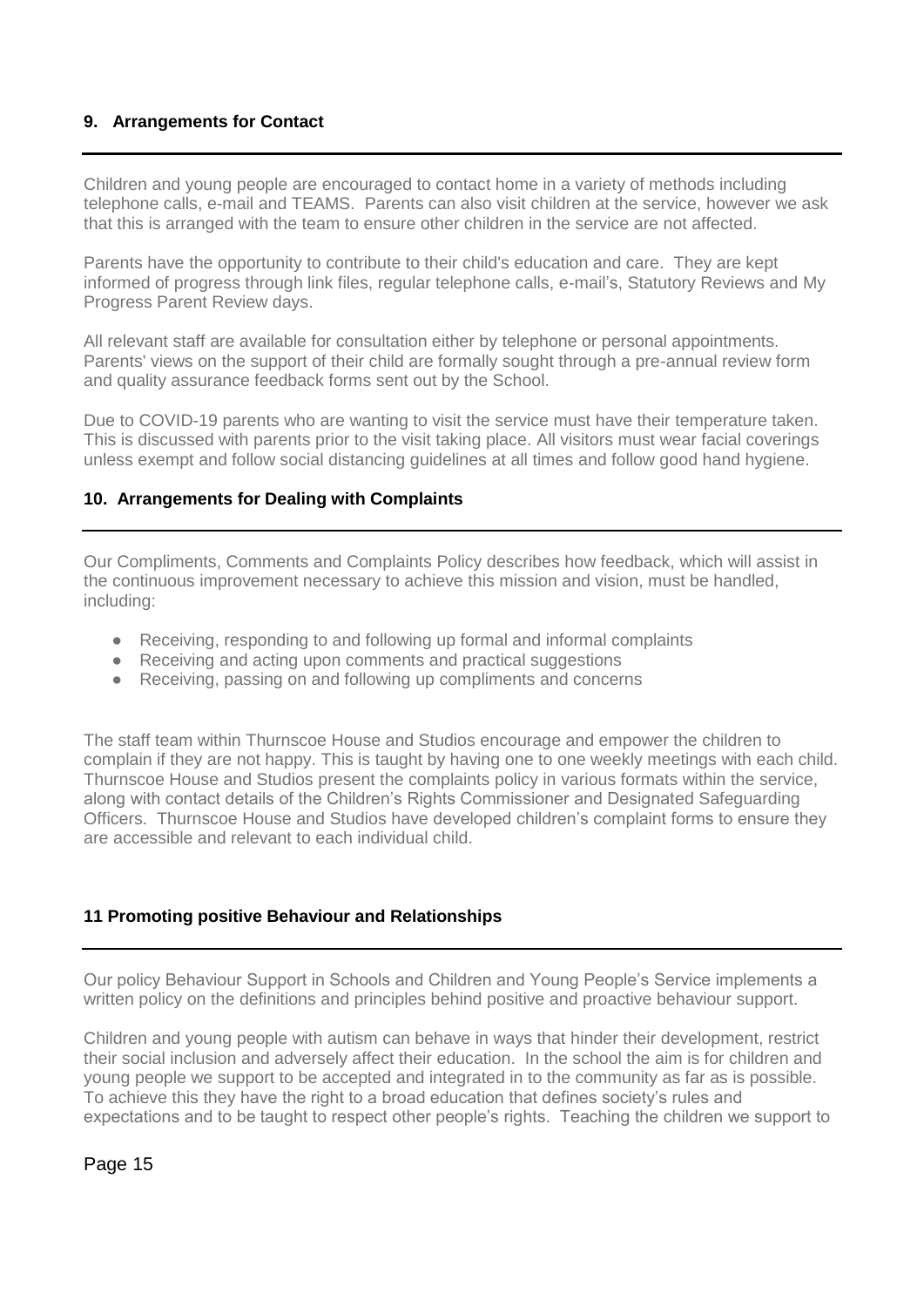## 9. Arrangements for Contact

Children and young people are encouraged to contact home in a variety of methods including telephone calls, e-mail and TEAMS. Parents can also visit children at the service, however we ask that this is arranged with the team to ensure other children in the service are not affected.

Parents have the opportunity to contribute to their child's education and care. They are kept informed of progress through link files, regular telephone calls, e-mail's, Statutory Reviews and My Progress Parent Review days.

All relevant staff are available for consultation either by telephone or personal appointments. Parents' views on the support of their child are formally sought through a pre-annual review form and quality assurance feedback forms sent out by the School.

Due to COVID-19 parents who are wanting to visit the service must have their temperature taken. This is discussed with parents prior to the visit taking place. All visitors must wear facial coverings unless exempt and follow social distancing guidelines at all times and follow good hand hygiene.

## 10. Arrangements for Dealing with Complaints

Our Compliments, Comments and Complaints Policy describes how feedback, which will assist in the continuous improvement necessary to achieve this mission and vision, must be handled, including:

- Receiving, responding to and following up formal and informal complaints
- Receiving and acting upon comments and practical suggestions
- Receiving, passing on and following up compliments and concerns

The staff team within Thurnscoe House and Studios encourage and empower the children to complain if they are not happy. This is taught by having one to one weekly meetings with each child. Thurnscoe House and Studios present the complaints policy in various formats within the service, along with contact details of the Children's Rights Commissioner and Designated Safeguarding Officers. Thurnscoe House and Studios have developed children's complaint forms to ensure they are accessible and relevant to each individual child.

## 11 Promoting positive Behaviour and Relationships

Our policy Behaviour Support in Schools and Children and Young People's Service implements a written policy on the definitions and principles behind positive and proactive behaviour support.

Children and young people with autism can behave in ways that hinder their development, restrict their social inclusion and adversely affect their education. In the school the aim is for children and young people we support to be accepted and integrated in to the community as far as is possible. To achieve this they have the right to a broad education that defines society's rules and expectations and to be taught to respect other people's rights. Teaching the children we support to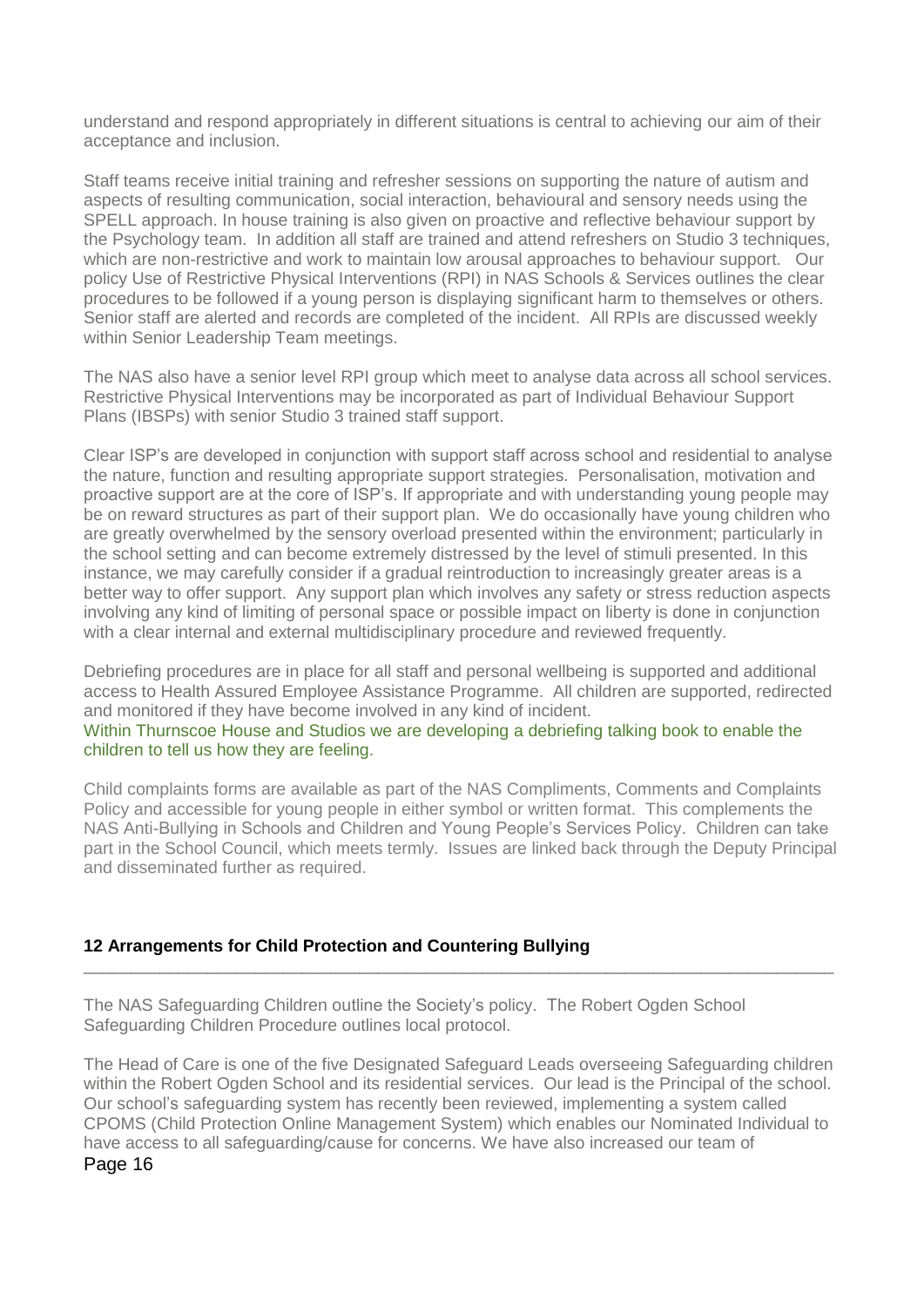understand and respond appropriately in different situations is central to achieving our aim of their acceptance and inclusion.

Staff teams receive initial training and refresher sessions on supporting the nature of autism and aspects of resulting communication, social interaction, behavioural and sensory needs using the SPELL approach. In house training is also given on proactive and reflective behaviour support by the Psychology team. In addition all staff are trained and attend refreshers on Studio 3 techniques, which are non-restrictive and work to maintain low arousal approaches to behaviour support. Our policy Use of Restrictive Physical Interventions (RPI) in NAS Schools & Services outlines the clear procedures to be followed if a young person is displaying significant harm to themselves or others. Senior staff are alerted and records are completed of the incident. All RPIs are discussed weekly within Senior Leadership Team meetings.

The NAS also have a senior level RPI group which meet to analyse data across all school services. Restrictive Physical Interventions may be incorporated as part of Individual Behaviour Support Plans (IBSPs) with senior Studio 3 trained staff support.

Clear ISP's are developed in conjunction with support staff across school and residential to analyse the nature, function and resulting appropriate support strategies. Personalisation, motivation and proactive support are at the core of ISP's. If appropriate and with understanding young people may be on reward structures as part of their support plan. We do occasionally have young children who are greatly overwhelmed by the sensory overload presented within the environment; particularly in the school setting and can become extremely distressed by the level of stimuli presented. In this instance, we may carefully consider if a gradual reintroduction to increasingly greater areas is a better way to offer support. Any support plan which involves any safety or stress reduction aspects involving any kind of limiting of personal space or possible impact on liberty is done in conjunction with a clear internal and external multidisciplinary procedure and reviewed frequently.

Debriefing procedures are in place for all staff and personal wellbeing is supported and additional access to Health Assured Employee Assistance Programme. All children are supported, redirected and monitored if they have become involved in any kind of incident.
Within Thurnscoe House and Studios we are developing a debriefing talking book to enable the children to tell us how they are feeling.

Child complaints forms are available as part of the NAS Compliments, Comments and Complaints Policy and accessible for young people in either symbol or written format. This complements the NAS Anti-Bullying in Schools and Children and Young People's Services Policy. Children can take part in the School Council, which meets termly. Issues are linked back through the Deputy Principal and disseminated further as required.

## 12 Arrangements for Child Protection and Countering Bullying

The NAS Safeguarding Children outline the Society's policy. The Robert Ogden School Safeguarding Children Procedure outlines local protocol.

The Head of Care is one of the five Designated Safeguard Leads overseeing Safeguarding children within the Robert Ogden School and its residential services. Our lead is the Principal of the school. Our school's safeguarding system has recently been reviewed, implementing a system called CPOMS (Child Protection Online Management System) which enables our Nominated Individual to have access to all safeguarding/cause for concerns. We have also increased our team of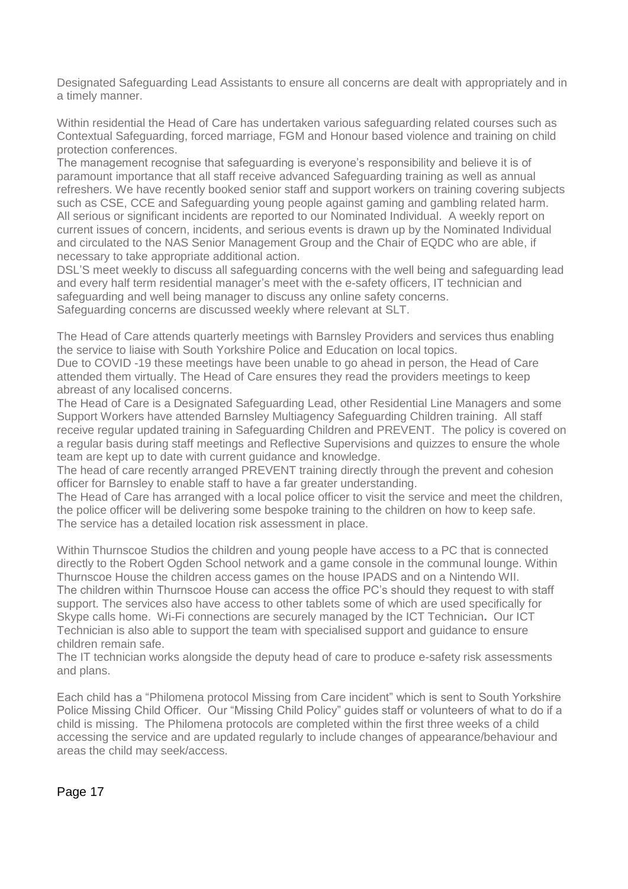Designated Safeguarding Lead Assistants to ensure all concerns are dealt with appropriately and in a timely manner.

Within residential the Head of Care has undertaken various safeguarding related courses such as Contextual Safeguarding, forced marriage, FGM and Honour based violence and training on child protection conferences.

The management recognise that safeguarding is everyone's responsibility and believe it is of paramount importance that all staff receive advanced Safeguarding training as well as annual refreshers. We have recently booked senior staff and support workers on training covering subjects such as CSE, CCE and Safeguarding young people against gaming and gambling related harm.

All serious or significant incidents are reported to our Nominated Individual. A weekly report on current issues of concern, incidents, and serious events is drawn up by the Nominated Individual and circulated to the NAS Senior Management Group and the Chair of EQDC who are able, if necessary to take appropriate additional action.

DSL'S meet weekly to discuss all safeguarding concerns with the well being and safeguarding lead and every half term residential manager's meet with the e-safety officers, IT technician and safeguarding and well being manager to discuss any online safety concerns.

Safeguarding concerns are discussed weekly where relevant at SLT.

The Head of Care attends quarterly meetings with Barnsley Providers and services thus enabling the service to liaise with South Yorkshire Police and Education on local topics.

Due to COVID -19 these meetings have been unable to go ahead in person, the Head of Care attended them virtually. The Head of Care ensures they read the providers meetings to keep abreast of any localised concerns.

The Head of Care is a Designated Safeguarding Lead, other Residential Line Managers and some Support Workers have attended Barnsley Multiagency Safeguarding Children training. All staff receive regular updated training in Safeguarding Children and PREVENT. The policy is covered on a regular basis during staff meetings and Reflective Supervisions and quizzes to ensure the whole team are kept up to date with current guidance and knowledge.

The head of care recently arranged PREVENT training directly through the prevent and cohesion officer for Barnsley to enable staff to have a far greater understanding.

The Head of Care has arranged with a local police officer to visit the service and meet the children, the police officer will be delivering some bespoke training to the children on how to keep safe.

The service has a detailed location risk assessment in place.

Within Thurnscoe Studios the children and young people have access to a PC that is connected directly to the Robert Ogden School network and a game console in the communal lounge. Within Thurnscoe House the children access games on the house IPADS and on a Nintendo WII.

The children within Thurnscoe House can access the office PC's should they request to with staff support. The services also have access to other tablets some of which are used specifically for Skype calls home. Wi-Fi connections are securely managed by the ICT Technician. Our ICT Technician is also able to support the team with specialised support and guidance to ensure children remain safe.

The IT technician works alongside the deputy head of care to produce e-safety risk assessments and plans.

Each child has a "Philomena protocol Missing from Care incident" which is sent to South Yorkshire Police Missing Child Officer. Our "Missing Child Policy" guides staff or volunteers of what to do if a child is missing. The Philomena protocols are completed within the first three weeks of a child accessing the service and are updated regularly to include changes of appearance/behaviour and areas the child may seek/access.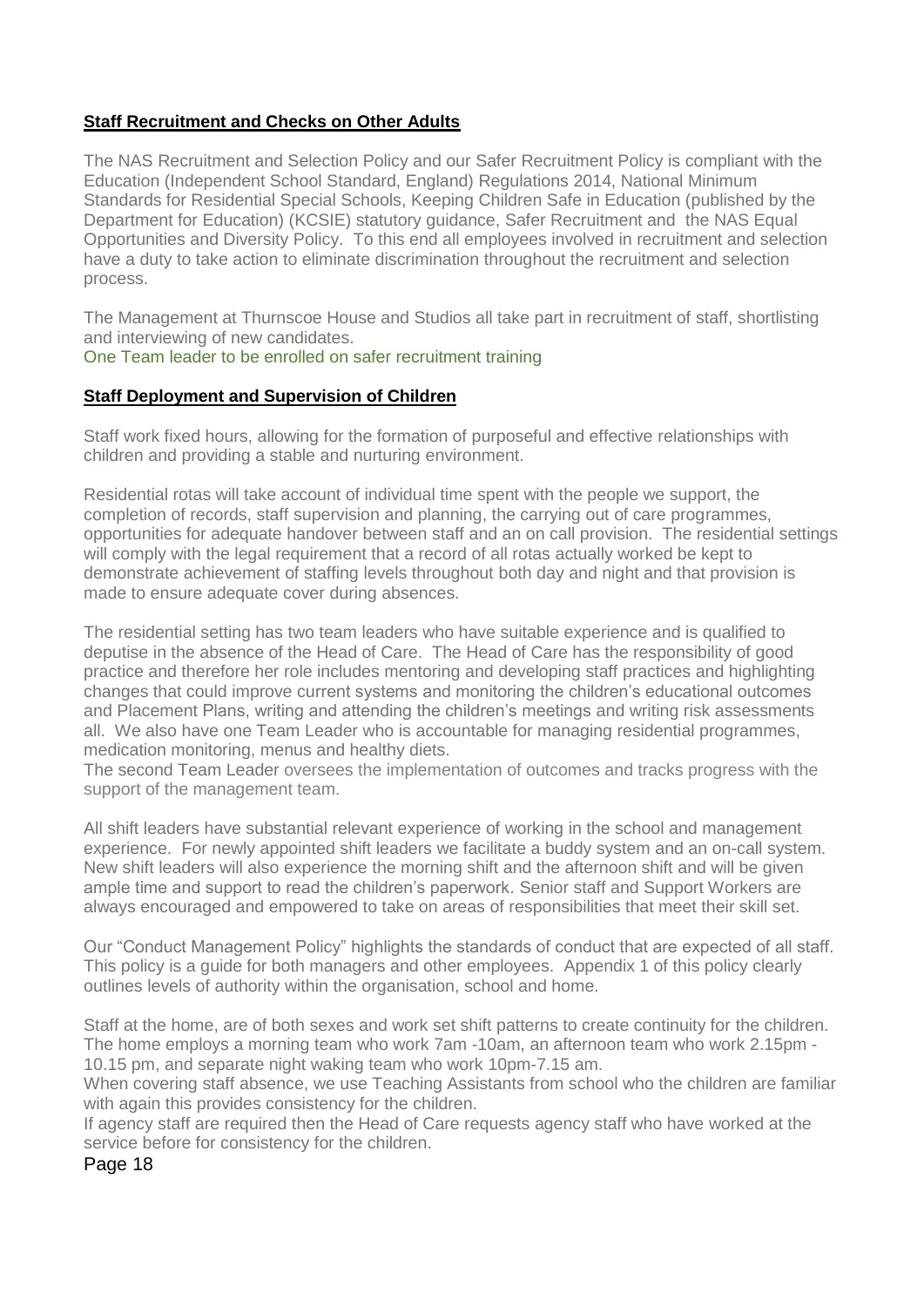## **Staff Recruitment and Checks on Other Adults**

The NAS Recruitment and Selection Policy and our Safer Recruitment Policy is compliant with the Education (Independent School Standard, England) Regulations 2014, National Minimum Standards for Residential Special Schools, Keeping Children Safe in Education (published by the Department for Education) (KCSIE) statutory guidance, Safer Recruitment and the NAS Equal Opportunities and Diversity Policy. To this end all employees involved in recruitment and selection have a duty to take action to eliminate discrimination throughout the recruitment and selection process.

The Management at Thurnscoe House and Studios all take part in recruitment of staff, shortlisting and interviewing of new candidates.
One Team leader to be enrolled on safer recruitment training

## **Staff Deployment and Supervision of Children**

Staff work fixed hours, allowing for the formation of purposeful and effective relationships with children and providing a stable and nurturing environment.

Residential rotas will take account of individual time spent with the people we support, the completion of records, staff supervision and planning, the carrying out of care programmes, opportunities for adequate handover between staff and an on call provision. The residential settings will comply with the legal requirement that a record of all rotas actually worked be kept to demonstrate achievement of staffing levels throughout both day and night and that provision is made to ensure adequate cover during absences.

The residential setting has two team leaders who have suitable experience and is qualified to deputise in the absence of the Head of Care. The Head of Care has the responsibility of good practice and therefore her role includes mentoring and developing staff practices and highlighting changes that could improve current systems and monitoring the children's educational outcomes and Placement Plans, writing and attending the children's meetings and writing risk assessments all. We also have one Team Leader who is accountable for managing residential programmes, medication monitoring, menus and healthy diets.
The second Team Leader oversees the implementation of outcomes and tracks progress with the support of the management team.

All shift leaders have substantial relevant experience of working in the school and management experience. For newly appointed shift leaders we facilitate a buddy system and an on-call system. New shift leaders will also experience the morning shift and the afternoon shift and will be given ample time and support to read the children's paperwork. Senior staff and Support Workers are always encouraged and empowered to take on areas of responsibilities that meet their skill set.

Our "Conduct Management Policy" highlights the standards of conduct that are expected of all staff. This policy is a guide for both managers and other employees. Appendix 1 of this policy clearly outlines levels of authority within the organisation, school and home.

Staff at the home, are of both sexes and work set shift patterns to create continuity for the children. The home employs a morning team who work 7am -10am, an afternoon team who work 2.15pm - 10.15 pm, and separate night waking team who work 10pm-7.15 am.
When covering staff absence, we use Teaching Assistants from school who the children are familiar with again this provides consistency for the children.
If agency staff are required then the Head of Care requests agency staff who have worked at the service before for consistency for the children.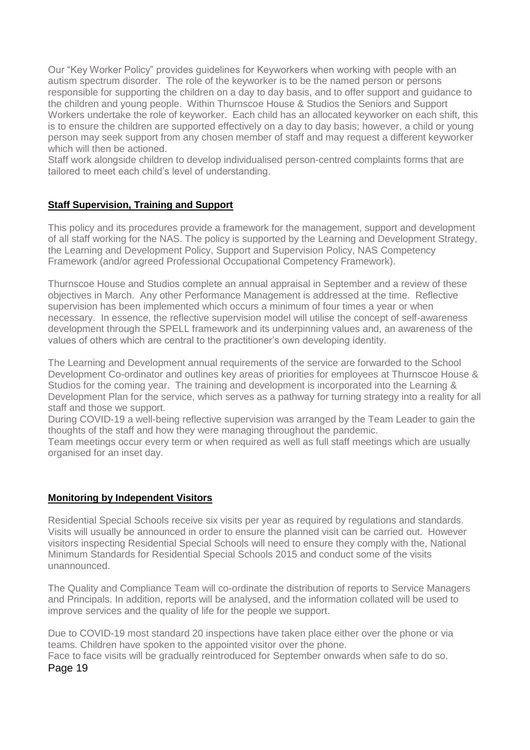Our "Key Worker Policy" provides guidelines for Keyworkers when working with people with an autism spectrum disorder. The role of the keyworker is to be the named person or persons responsible for supporting the children on a day to day basis, and to offer support and guidance to the children and young people. Within Thurnscoe House & Studios the Seniors and Support Workers undertake the role of keyworker. Each child has an allocated keyworker on each shift, this is to ensure the children are supported effectively on a day to day basis; however, a child or young person may seek support from any chosen member of staff and may request a different keyworker which will then be actioned.

Staff work alongside children to develop individualised person-centred complaints forms that are tailored to meet each child's level of understanding.

## Staff Supervision, Training and Support

This policy and its procedures provide a framework for the management, support and development of all staff working for the NAS. The policy is supported by the Learning and Development Strategy, the Learning and Development Policy, Support and Supervision Policy, NAS Competency Framework (and/or agreed Professional Occupational Competency Framework).

Thurnscoe House and Studios complete an annual appraisal in September and a review of these objectives in March. Any other Performance Management is addressed at the time. Reflective supervision has been implemented which occurs a minimum of four times a year or when necessary. In essence, the reflective supervision model will utilise the concept of self-awareness development through the SPELL framework and its underpinning values and, an awareness of the values of others which are central to the practitioner's own developing identity.

The Learning and Development annual requirements of the service are forwarded to the School Development Co-ordinator and outlines key areas of priorities for employees at Thurnscoe House & Studios for the coming year. The training and development is incorporated into the Learning & Development Plan for the service, which serves as a pathway for turning strategy into a reality for all staff and those we support.

During COVID-19 a well-being reflective supervision was arranged by the Team Leader to gain the thoughts of the staff and how they were managing throughout the pandemic.

Team meetings occur every term or when required as well as full staff meetings which are usually organised for an inset day.

## Monitoring by Independent Visitors

Residential Special Schools receive six visits per year as required by regulations and standards. Visits will usually be announced in order to ensure the planned visit can be carried out. However visitors inspecting Residential Special Schools will need to ensure they comply with the, National Minimum Standards for Residential Special Schools 2015 and conduct some of the visits unannounced.

The Quality and Compliance Team will co-ordinate the distribution of reports to Service Managers and Principals. In addition, reports will be analysed, and the information collated will be used to improve services and the quality of life for the people we support.

Due to COVID-19 most standard 20 inspections have taken place either over the phone or via teams. Children have spoken to the appointed visitor over the phone.

Face to face visits will be gradually reintroduced for September onwards when safe to do so.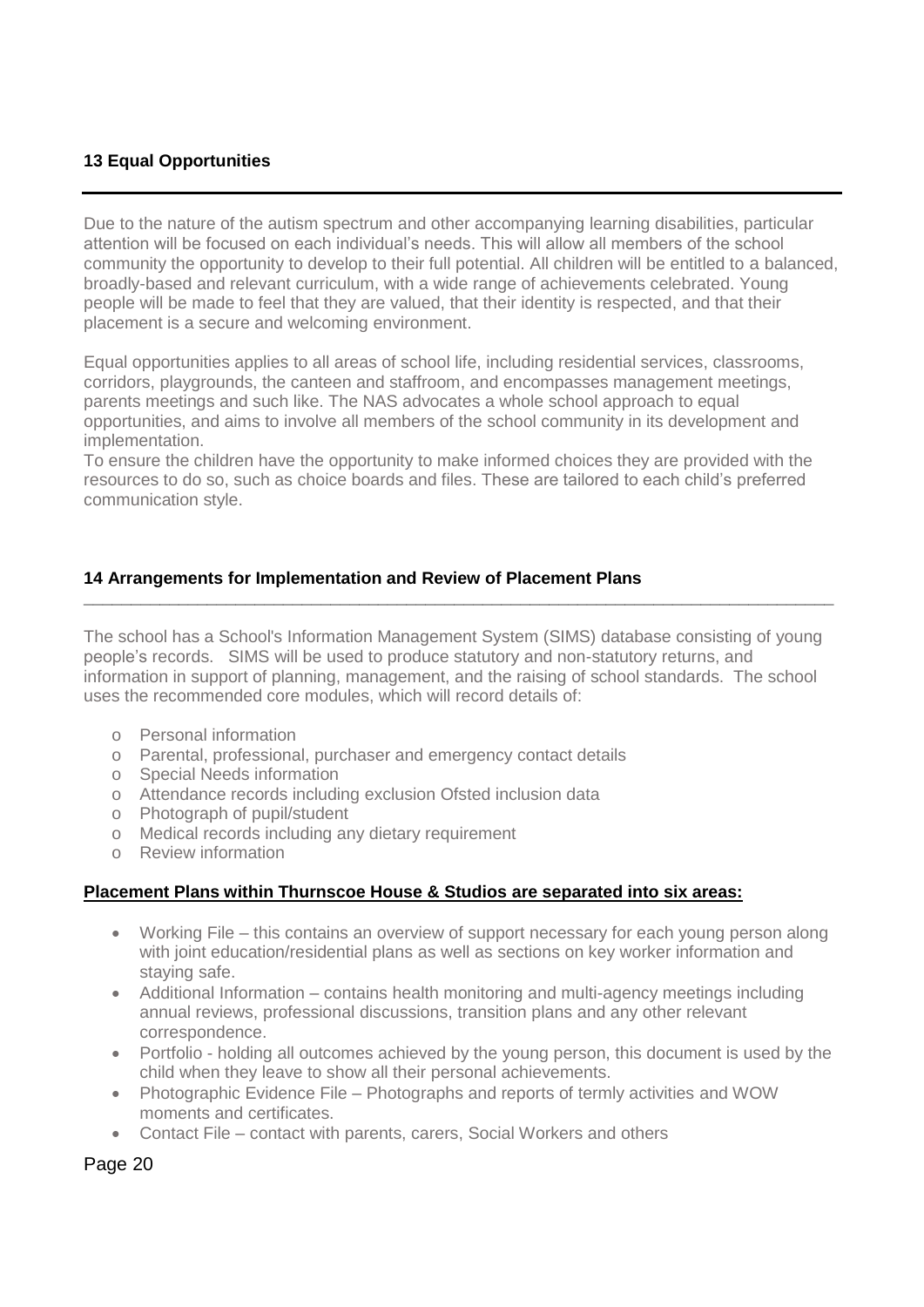## 13 Equal Opportunities

Due to the nature of the autism spectrum and other accompanying learning disabilities, particular attention will be focused on each individual's needs. This will allow all members of the school community the opportunity to develop to their full potential. All children will be entitled to a balanced, broadly-based and relevant curriculum, with a wide range of achievements celebrated. Young people will be made to feel that they are valued, that their identity is respected, and that their placement is a secure and welcoming environment.

Equal opportunities applies to all areas of school life, including residential services, classrooms, corridors, playgrounds, the canteen and staffroom, and encompasses management meetings, parents meetings and such like. The NAS advocates a whole school approach to equal opportunities, and aims to involve all members of the school community in its development and implementation.

To ensure the children have the opportunity to make informed choices they are provided with the resources to do so, such as choice boards and files. These are tailored to each child's preferred communication style.

## 14 Arrangements for Implementation and Review of Placement Plans

The school has a School's Information Management System (SIMS) database consisting of young people's records. SIMS will be used to produce statutory and non-statutory returns, and information in support of planning, management, and the raising of school standards. The school uses the recommended core modules, which will record details of:

- Personal information
- Parental, professional, purchaser and emergency contact details
- Special Needs information
- Attendance records including exclusion Ofsted inclusion data
- Photograph of pupil/student
- Medical records including any dietary requirement
- Review information

**Placement Plans within Thurnscoe House & Studios are separated into six areas:**

- Working File – this contains an overview of support necessary for each young person along with joint education/residential plans as well as sections on key worker information and staying safe.
- Additional Information – contains health monitoring and multi-agency meetings including annual reviews, professional discussions, transition plans and any other relevant correspondence.
- Portfolio - holding all outcomes achieved by the young person, this document is used by the child when they leave to show all their personal achievements.
- Photographic Evidence File – Photographs and reports of termly activities and WOW moments and certificates.
- Contact File – contact with parents, carers, Social Workers and others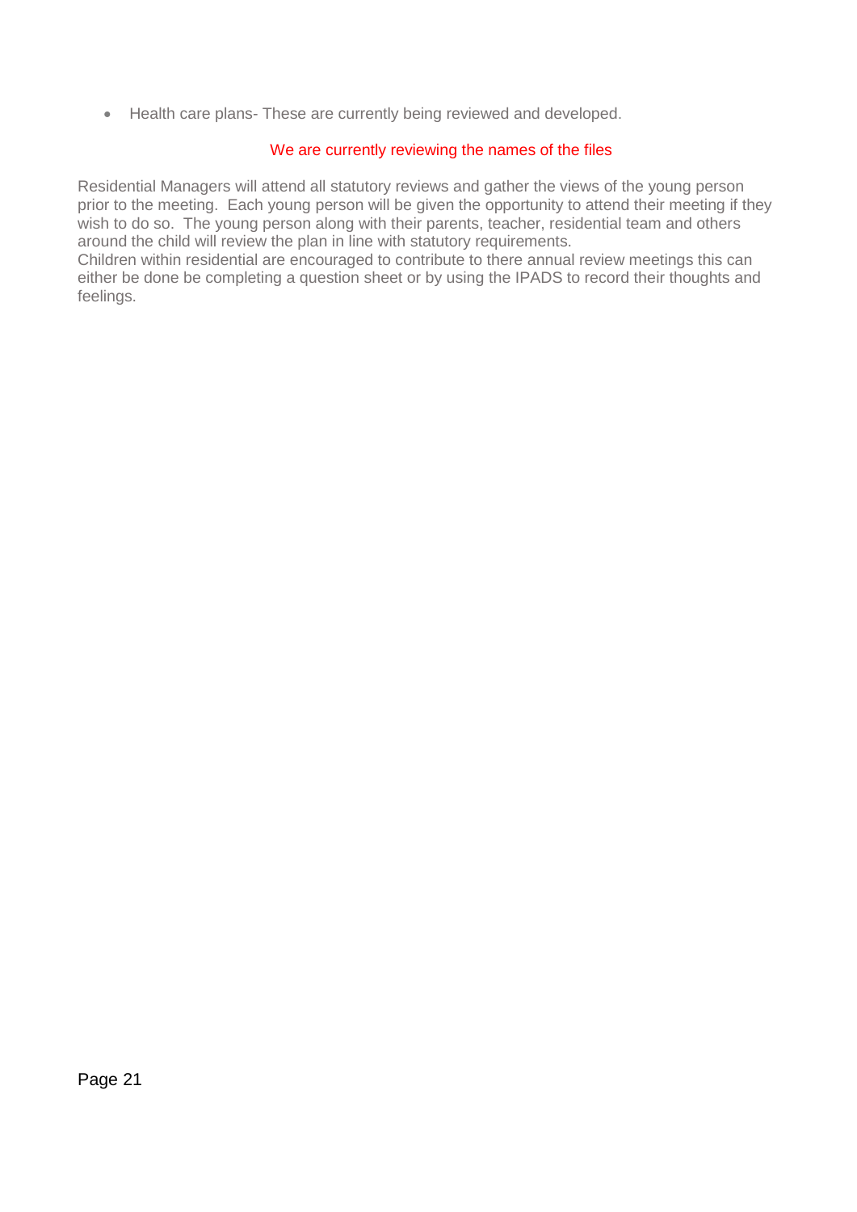- Health care plans- These are currently being reviewed and developed.

We are currently reviewing the names of the files

Residential Managers will attend all statutory reviews and gather the views of the young person prior to the meeting. Each young person will be given the opportunity to attend their meeting if they wish to do so. The young person along with their parents, teacher, residential team and others around the child will review the plan in line with statutory requirements.
Children within residential are encouraged to contribute to there annual review meetings this can either be done be completing a question sheet or by using the IPADS to record their thoughts and feelings.